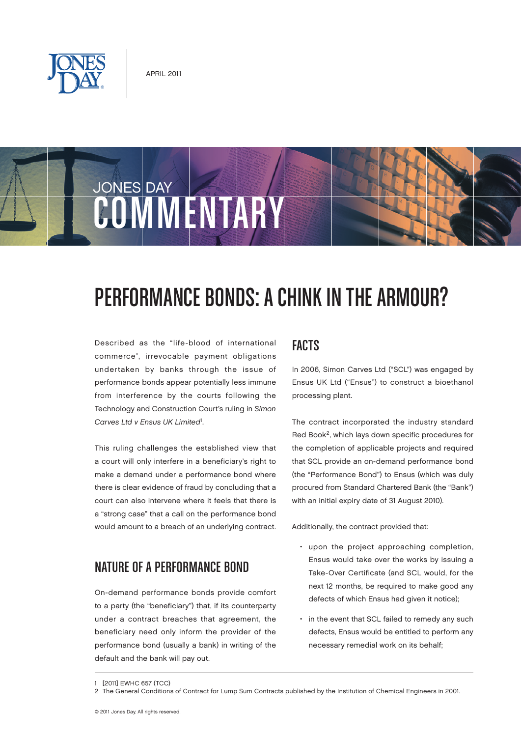APRIL 2011

JONES DAY COMMENTARY

# PERFORMANCE BONDS: A CHINK IN THE ARMOUR?

Described as the "life-blood of international commerce", irrevocable payment obligations undertaken by banks through the issue of performance bonds appear potentially less immune from interference by the courts following the Technology and Construction Court's ruling in *Simon Carves Ltd v Ensus UK Limited*[1].

This ruling challenges the established view that a court will only interfere in a beneficiary's right to make a demand under a performance bond where there is clear evidence of fraud by concluding that a court can also intervene where it feels that there is a "strong case" that a call on the performance bond would amount to a breach of an underlying contract.

## NATURE OF A PERFORMANCE BOND

On-demand performance bonds provide comfort to a party (the "beneficiary") that, if its counterparty under a contract breaches that agreement, the beneficiary need only inform the provider of the performance bond (usually a bank) in writing of the default and the bank will pay out.

## FACTS

In 2006, Simon Carves Ltd ("SCL") was engaged by Ensus UK Ltd ("Ensus") to construct a bioethanol processing plant.

The contract incorporated the industry standard Red Book[2], which lays down specific procedures for the completion of applicable projects and required that SCL provide an on-demand performance bond (the "Performance Bond") to Ensus (which was duly procured from Standard Chartered Bank (the "Bank") with an initial expiry date of 31 August 2010).

Additionally, the contract provided that:

- upon the project approaching completion, Ensus would take over the works by issuing a Take-Over Certificate (and SCL would, for the next 12 months, be required to make good any defects of which Ensus had given it notice);
- in the event that SCL failed to remedy any such defects, Ensus would be entitled to perform any necessary remedial work on its behalf;

1 [2011] EWHC 657 (TCC)

2 The General Conditions of Contract for Lump Sum Contracts published by the Institution of Chemical Engineers in 2001.

© 2011 Jones Day. All rights reserved.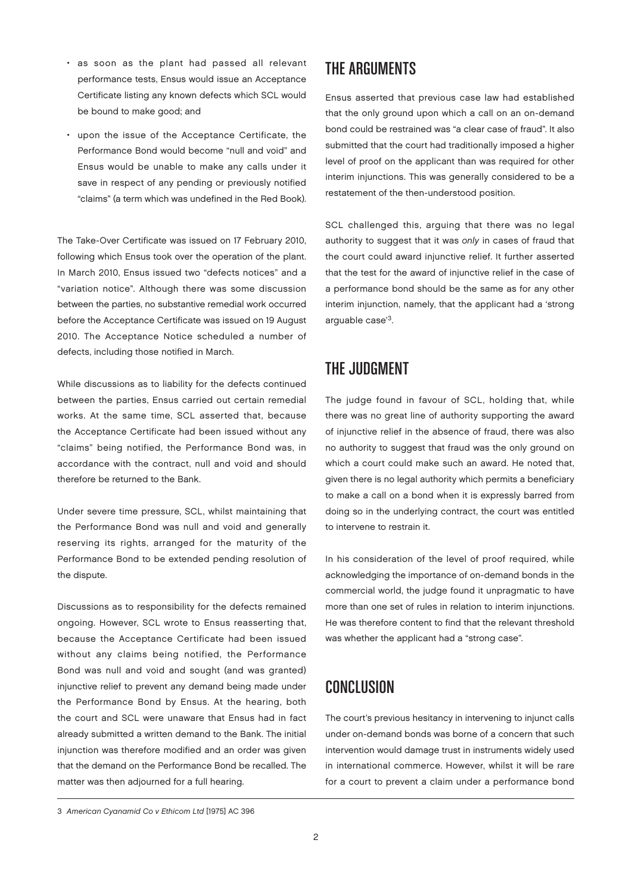- as soon as the plant had passed all relevant performance tests, Ensus would issue an Acceptance Certificate listing any known defects which SCL would be bound to make good; and
- upon the issue of the Acceptance Certificate, the Performance Bond would become "null and void" and Ensus would be unable to make any calls under it save in respect of any pending or previously notified "claims" (a term which was undefined in the Red Book).

The Take-Over Certificate was issued on 17 February 2010, following which Ensus took over the operation of the plant. In March 2010, Ensus issued two "defects notices" and a "variation notice". Although there was some discussion between the parties, no substantive remedial work occurred before the Acceptance Certificate was issued on 19 August 2010. The Acceptance Notice scheduled a number of defects, including those notified in March.

While discussions as to liability for the defects continued between the parties, Ensus carried out certain remedial works. At the same time, SCL asserted that, because the Acceptance Certificate had been issued without any "claims" being notified, the Performance Bond was, in accordance with the contract, null and void and should therefore be returned to the Bank.

Under severe time pressure, SCL, whilst maintaining that the Performance Bond was null and void and generally reserving its rights, arranged for the maturity of the Performance Bond to be extended pending resolution of the dispute.

Discussions as to responsibility for the defects remained ongoing. However, SCL wrote to Ensus reasserting that, because the Acceptance Certificate had been issued without any claims being notified, the Performance Bond was null and void and sought (and was granted) injunctive relief to prevent any demand being made under the Performance Bond by Ensus. At the hearing, both the court and SCL were unaware that Ensus had in fact already submitted a written demand to the Bank. The initial injunction was therefore modified and an order was given that the demand on the Performance Bond be recalled. The matter was then adjourned for a full hearing.

## THE ARGUMENTS

Ensus asserted that previous case law had established that the only ground upon which a call on an on-demand bond could be restrained was "a clear case of fraud". It also submitted that the court had traditionally imposed a higher level of proof on the applicant than was required for other interim injunctions. This was generally considered to be a restatement of the then-understood position.

SCL challenged this, arguing that there was no legal authority to suggest that it was *only* in cases of fraud that the court could award injunctive relief. It further asserted that the test for the award of injunctive relief in the case of a performance bond should be the same as for any other interim injunction, namely, that the applicant had a 'strong arguable case'[3].

## THE JUDGMENT

The judge found in favour of SCL, holding that, while there was no great line of authority supporting the award of injunctive relief in the absence of fraud, there was also no authority to suggest that fraud was the only ground on which a court could make such an award. He noted that, given there is no legal authority which permits a beneficiary to make a call on a bond when it is expressly barred from doing so in the underlying contract, the court was entitled to intervene to restrain it.

In his consideration of the level of proof required, while acknowledging the importance of on-demand bonds in the commercial world, the judge found it unpragmatic to have more than one set of rules in relation to interim injunctions. He was therefore content to find that the relevant threshold was whether the applicant had a "strong case".

## CONCLUSION

The court's previous hesitancy in intervening to injunct calls under on-demand bonds was borne of a concern that such intervention would damage trust in instruments widely used in international commerce. However, whilst it will be rare for a court to prevent a claim under a performance bond

---

3 *American Cyanamid Co v Ethicom Ltd* [1975] AC 396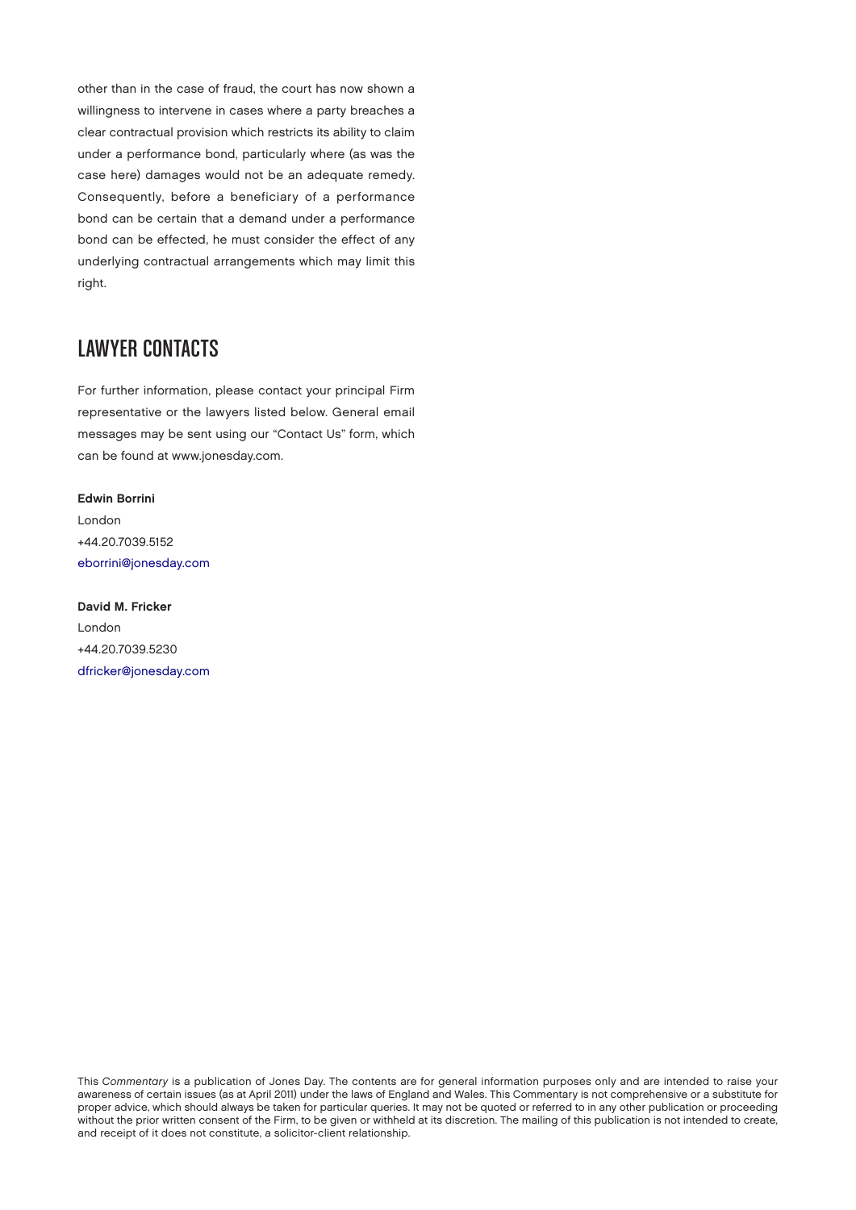other than in the case of fraud, the court has now shown a willingness to intervene in cases where a party breaches a clear contractual provision which restricts its ability to claim under a performance bond, particularly where (as was the case here) damages would not be an adequate remedy. Consequently, before a beneficiary of a performance bond can be certain that a demand under a performance bond can be effected, he must consider the effect of any underlying contractual arrangements which may limit this right.

## LAWYER CONTACTS

For further information, please contact your principal Firm representative or the lawyers listed below. General email messages may be sent using our "Contact Us" form, which can be found at www.jonesday.com.

**Edwin Borrini**
London
+44.20.7039.5152
eborrini@jonesday.com

**David M. Fricker**
London
+44.20.7039.5230
dfricker@jonesday.com

This *Commentary* is a publication of Jones Day. The contents are for general information purposes only and are intended to raise your awareness of certain issues (as at April 2011) under the laws of England and Wales. This Commentary is not comprehensive or a substitute for proper advice, which should always be taken for particular queries. It may not be quoted or referred to in any other publication or proceeding without the prior written consent of the Firm, to be given or withheld at its discretion. The mailing of this publication is not intended to create, and receipt of it does not constitute, a solicitor-client relationship.